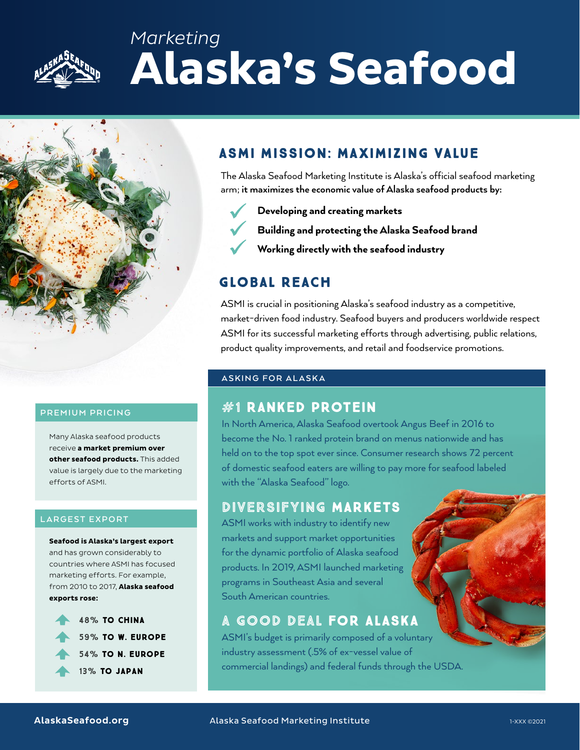# *Marketing* Alaska's Seafood

## ASMI MISSION: MAXIMIZING VALUE

The Alaska Seafood Marketing Institute is Alaska's official seafood marketing arm; **it maximizes the economic value of Alaska seafood products by:**

- **Developing and creating markets**
- **Building and protecting the Alaska Seafood brand**
- **Working directly with the seafood industry**

## GLOBAL REACH

ASMI is crucial in positioning Alaska's seafood industry as a competitive, market-driven food industry. Seafood buyers and producers worldwide respect ASMI for its successful marketing efforts through advertising, public relations, product quality improvements, and retail and foodservice promotions.

### PREMIUM PRICING

Many Alaska seafood products receive **a market premium over other seafood products.** This added value is largely due to the marketing efforts of ASMI.

### LARGEST EXPORT

**Seafood is Alaska's largest export** and has grown considerably to countries where ASMI has focused marketing efforts. For example, from 2010 to 2017, **Alaska seafood exports rose:**

- 48% **TO CHINA**
- 59% **TO W. EUROPE**
- 54% **TO N. EUROPE**
- 13% **TO JAPAN**

### ASKING FOR ALASKA

## #1 RANKED PROTEIN

In North America, Alaska Seafood overtook Angus Beef in 2016 to become the No. 1 ranked protein brand on menus nationwide and has held on to the top spot ever since. Consumer research shows 72 percent of domestic seafood eaters are willing to pay more for seafood labeled with the "Alaska Seafood" logo.

## DIVERSIFYING MARKETS

ASMI works with industry to identify new markets and support market opportunities for the dynamic portfolio of Alaska seafood products. In 2019, ASMI launched marketing programs in Southeast Asia and several South American countries.

## A GOOD DEAL FOR ALASKA

ASMI's budget is primarily composed of a voluntary industry assessment (.5% of ex-vessel value of commercial landings) and federal funds through the USDA.

AlaskaSeafood.org

Alaska Seafood Marketing Institute

1-XXX ©2021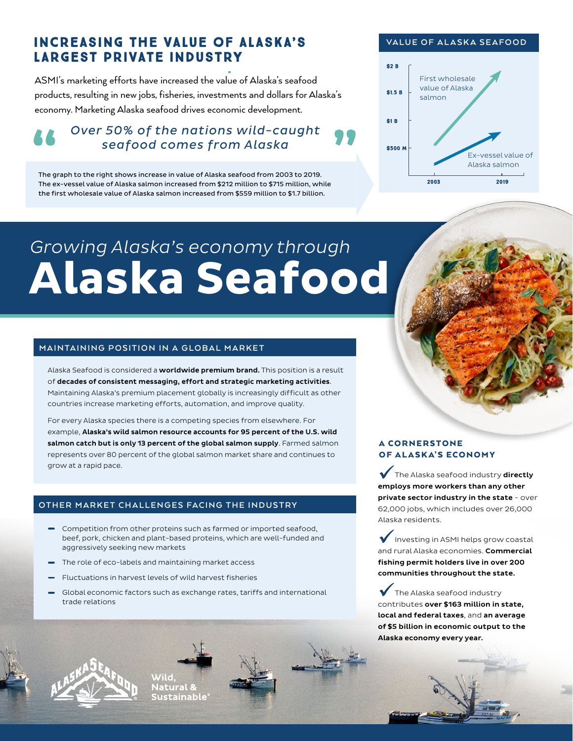## INCREASING THE VALUE OF ALASKA'S LARGEST PRIVATE INDUSTRY

ASMI's marketing efforts have increased the value of Alaska's seafood products, resulting in new jobs, fisheries, investments and dollars for Alaska's economy. Marketing Alaska seafood drives economic development.

> *Over 50% of the nations wild-caught seafood comes from Alaska*

The graph to the right shows increase in value of Alaska seafood from 2003 to 2019. The ex-vessel value of Alaska salmon increased from $212 million to $715 million, while the first wholesale value of Alaska salmon increased from $559 million to $1.7 billion.

VALUE OF ALASKA SEAFOOD

$2 B
$1.5 B
$1 B
$500 M
First wholesale value of Alaska salmon
Ex-vessel value of Alaska salmon
2003
2019

# *Growing Alaska's economy through* Alaska Seafood

### MAINTAINING POSITION IN A GLOBAL MARKET

Alaska Seafood is considered a **worldwide premium brand.** This position is a result of **decades of consistent messaging, effort and strategic marketing activities**. Maintaining Alaska's premium placement globally is increasingly difficult as other countries increase marketing efforts, automation, and improve quality.

For every Alaska species there is a competing species from elsewhere. For example, **Alaska's wild salmon resource accounts for 95 percent of the U.S. wild salmon catch but is only 13 percent of the global salmon supply**. Farmed salmon represents over 80 percent of the global salmon market share and continues to grow at a rapid pace.

### OTHER MARKET CHALLENGES FACING THE INDUSTRY

- Competition from other proteins such as farmed or imported seafood, beef, pork, chicken and plant-based proteins, which are well-funded and aggressively seeking new markets
- The role of eco-labels and maintaining market access
- Fluctuations in harvest levels of wild harvest fisheries
- Global economic factors such as exchange rates, tariffs and international trade relations

### A CORNERSTONE OF ALASKA'S ECONOMY

✓ The Alaska seafood industry **directly employs more workers than any other private sector industry in the state** – over 62,000 jobs, which includes over 26,000 Alaska residents.

✓ Investing in ASMI helps grow coastal and rural Alaska economies. **Commercial fishing permit holders live in over 200 communities throughout the state.**

✓ The Alaska seafood industry contributes **over $163 million in state, local and federal taxes**, and **an average of $5 billion in economic output to the Alaska economy every year.**

Wild, Natural & Sustainable®